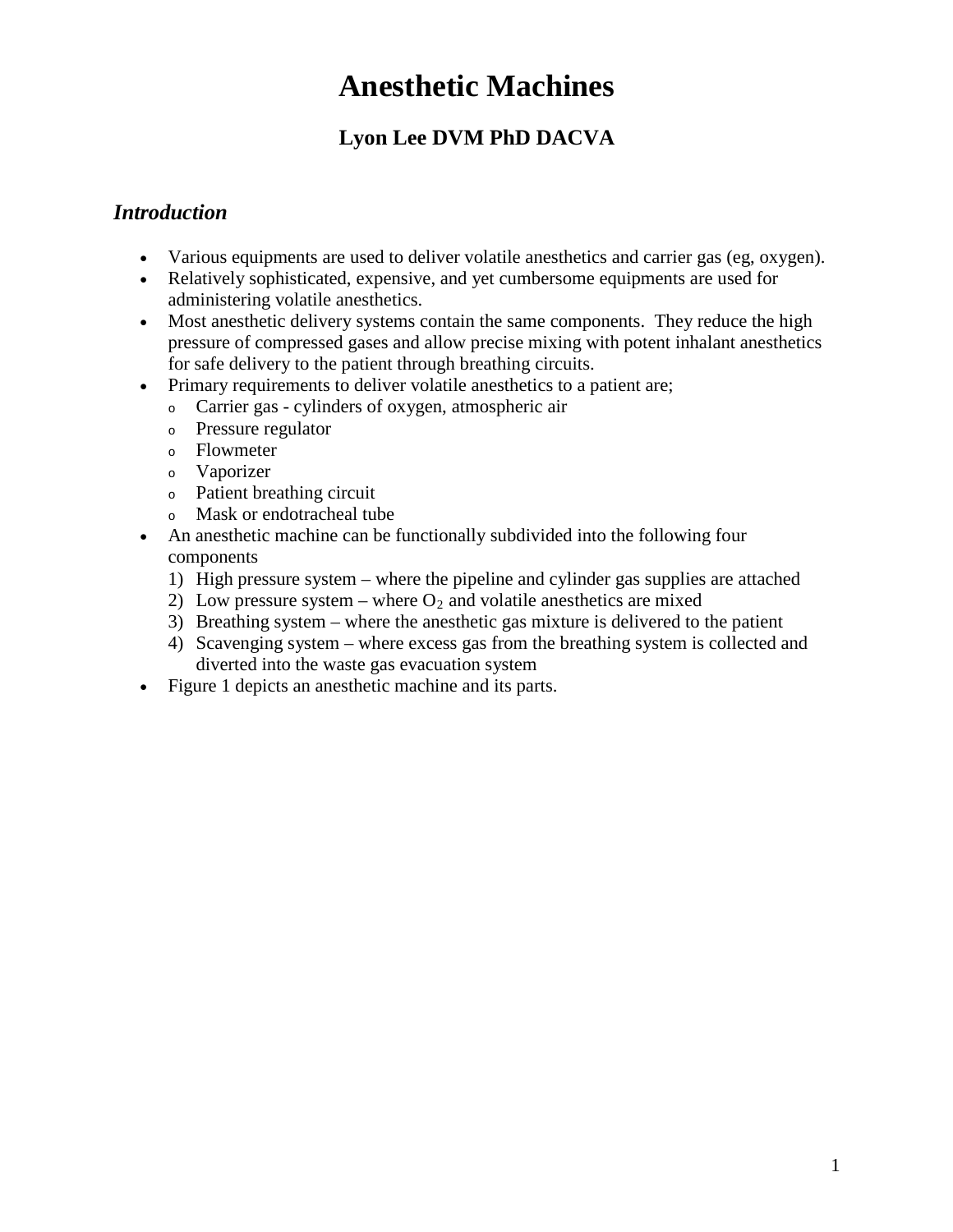# Anesthetic Machines

## Lyon Lee DVM PhD DACVA

### *Introduction*

- Various equipments are used to deliver volatile anesthetics and carrier gas (eg, oxygen).
- Relatively sophisticated, expensive, and yet cumbersome equipments are used for administering volatile anesthetics.
- Most anesthetic delivery systems contain the same components. They reduce the high pressure of compressed gases and allow precise mixing with potent inhalant anesthetics for safe delivery to the patient through breathing circuits.
- Primary requirements to deliver volatile anesthetics to a patient are;
  - Carrier gas - cylinders of oxygen, atmospheric air
  - Pressure regulator
  - Flowmeter
  - Vaporizer
  - Patient breathing circuit
  - Mask or endotracheal tube
- An anesthetic machine can be functionally subdivided into the following four components
  1) High pressure system – where the pipeline and cylinder gas supplies are attached
  2) Low pressure system – where $O_2$ and volatile anesthetics are mixed
  3) Breathing system – where the anesthetic gas mixture is delivered to the patient
  4) Scavenging system – where excess gas from the breathing system is collected and diverted into the waste gas evacuation system
- Figure 1 depicts an anesthetic machine and its parts.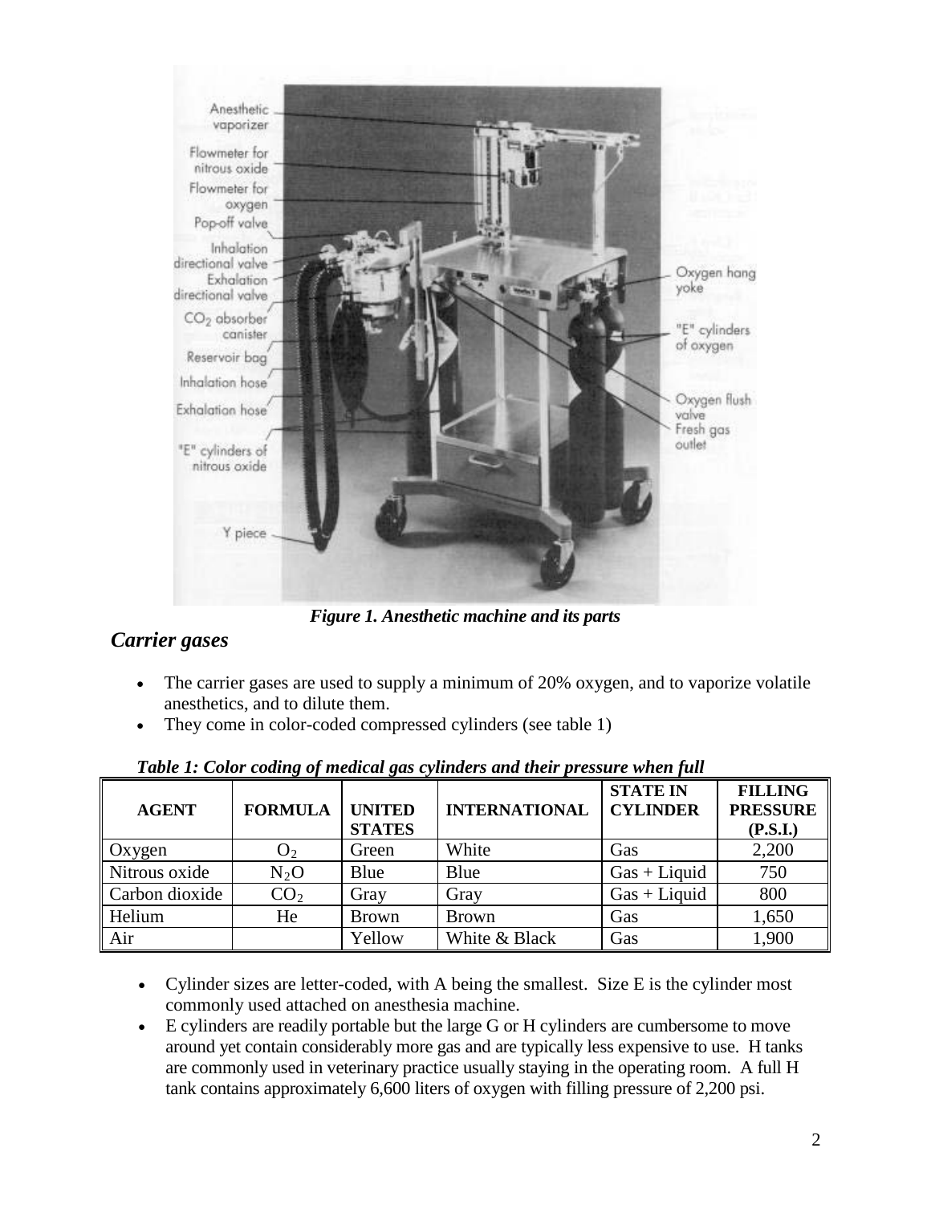*Figure 1. Anesthetic machine and its parts*

## *Carrier gases*

- The carrier gases are used to supply a minimum of 20% oxygen, and to vaporize volatile anesthetics, and to dilute them.
- They come in color-coded compressed cylinders (see table 1)

*Table 1: Color coding of medical gas cylinders and their pressure when full*

| AGENT | FORMULA | UNITED STATES | INTERNATIONAL | STATE IN CYLINDER | FILLING PRESSURE (P.S.I.) |
|---|---|---|---|---|---|
| Oxygen | $O_2$ | Green | White | Gas | 2,200 |
| Nitrous oxide | $N_2O$ | Blue | Blue | Gas + Liquid | 750 |
| Carbon dioxide | $CO_2$ | Gray | Gray | Gas + Liquid | 800 |
| Helium | He | Brown | Brown | Gas | 1,650 |
| Air | | Yellow | White & Black | Gas | 1,900 |

- Cylinder sizes are letter-coded, with A being the smallest. Size E is the cylinder most commonly used attached on anesthesia machine.
- E cylinders are readily portable but the large G or H cylinders are cumbersome to move around yet contain considerably more gas and are typically less expensive to use. H tanks are commonly used in veterinary practice usually staying in the operating room. A full H tank contains approximately 6,600 liters of oxygen with filling pressure of 2,200 psi.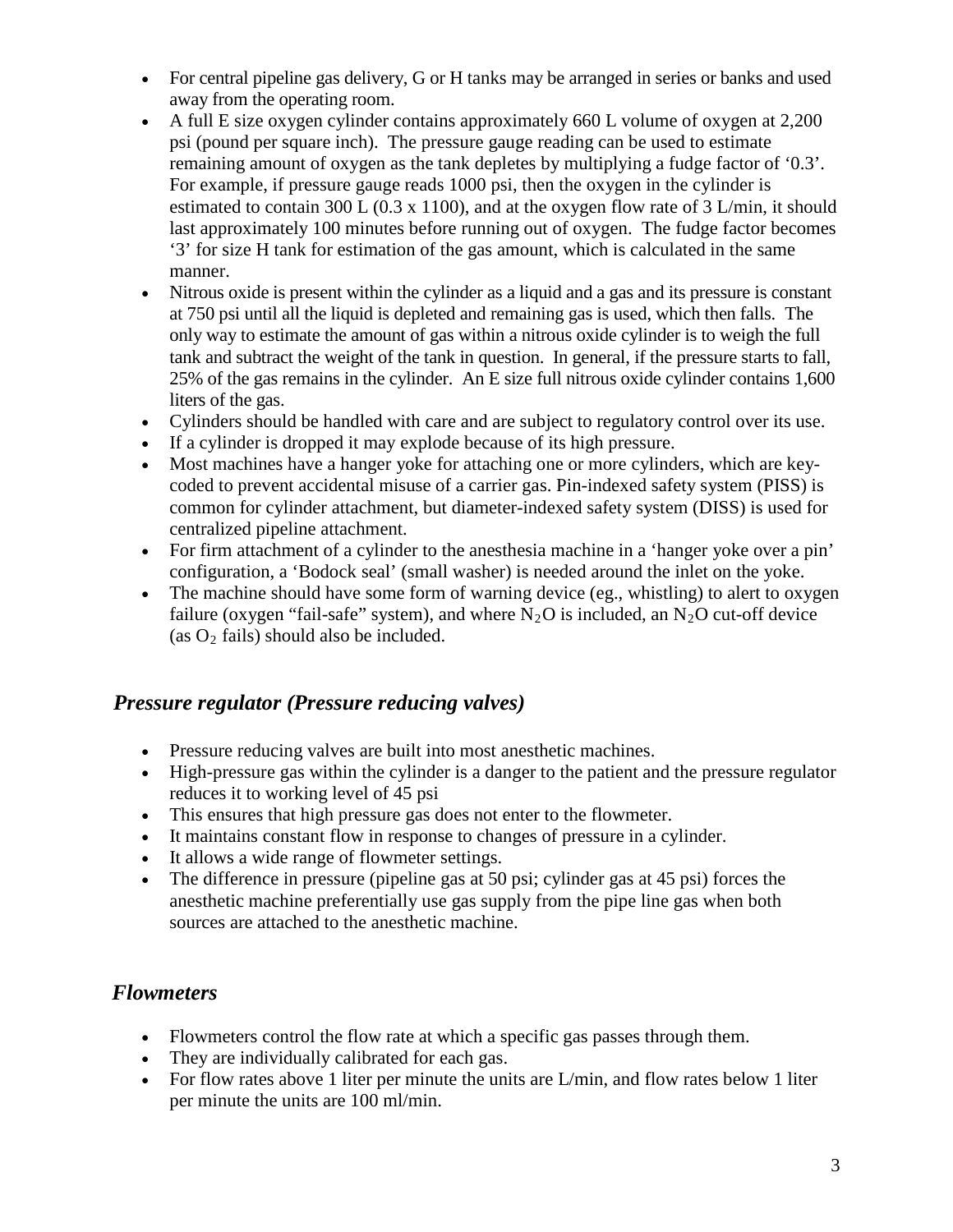- For central pipeline gas delivery, G or H tanks may be arranged in series or banks and used away from the operating room.
- A full E size oxygen cylinder contains approximately 660 L volume of oxygen at 2,200 psi (pound per square inch). The pressure gauge reading can be used to estimate remaining amount of oxygen as the tank depletes by multiplying a fudge factor of '0.3'. For example, if pressure gauge reads 1000 psi, then the oxygen in the cylinder is estimated to contain 300 L (0.3 x 1100), and at the oxygen flow rate of 3 L/min, it should last approximately 100 minutes before running out of oxygen. The fudge factor becomes '3' for size H tank for estimation of the gas amount, which is calculated in the same manner.
- Nitrous oxide is present within the cylinder as a liquid and a gas and its pressure is constant at 750 psi until all the liquid is depleted and remaining gas is used, which then falls. The only way to estimate the amount of gas within a nitrous oxide cylinder is to weigh the full tank and subtract the weight of the tank in question. In general, if the pressure starts to fall, 25% of the gas remains in the cylinder. An E size full nitrous oxide cylinder contains 1,600 liters of the gas.
- Cylinders should be handled with care and are subject to regulatory control over its use.
- If a cylinder is dropped it may explode because of its high pressure.
- Most machines have a hanger yoke for attaching one or more cylinders, which are key-coded to prevent accidental misuse of a carrier gas. Pin-indexed safety system (PISS) is common for cylinder attachment, but diameter-indexed safety system (DISS) is used for centralized pipeline attachment.
- For firm attachment of a cylinder to the anesthesia machine in a 'hanger yoke over a pin' configuration, a 'Bodock seal' (small washer) is needed around the inlet on the yoke.
- The machine should have some form of warning device (eg., whistling) to alert to oxygen failure (oxygen "fail-safe" system), and where $N_2O$ is included, an $N_2O$ cut-off device (as $O_2$ fails) should also be included.

## *Pressure regulator (Pressure reducing valves)*

- Pressure reducing valves are built into most anesthetic machines.
- High-pressure gas within the cylinder is a danger to the patient and the pressure regulator reduces it to working level of 45 psi
- This ensures that high pressure gas does not enter to the flowmeter.
- It maintains constant flow in response to changes of pressure in a cylinder.
- It allows a wide range of flowmeter settings.
- The difference in pressure (pipeline gas at 50 psi; cylinder gas at 45 psi) forces the anesthetic machine preferentially use gas supply from the pipe line gas when both sources are attached to the anesthetic machine.

## *Flowmeters*

- Flowmeters control the flow rate at which a specific gas passes through them.
- They are individually calibrated for each gas.
- For flow rates above 1 liter per minute the units are L/min, and flow rates below 1 liter per minute the units are 100 ml/min.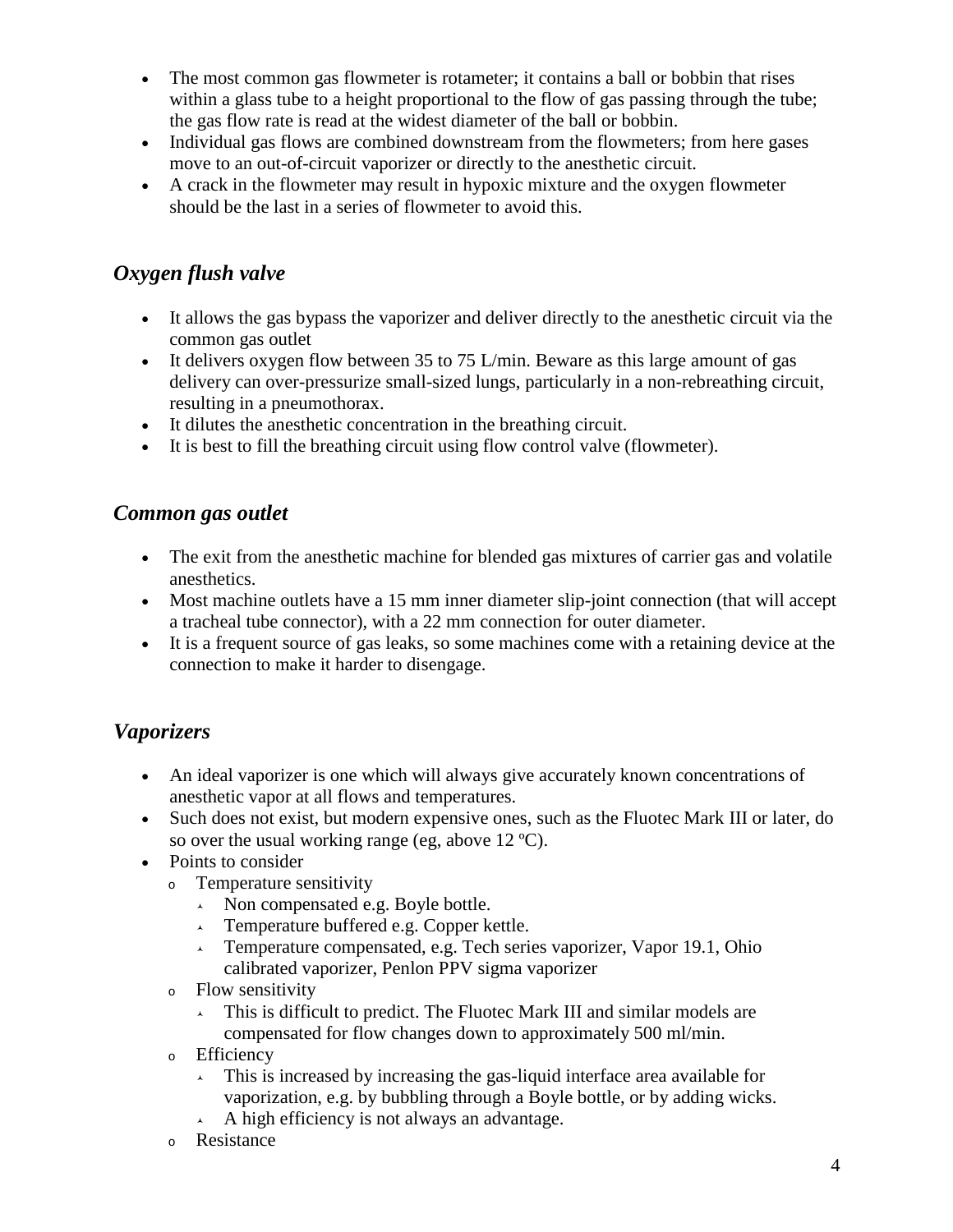- The most common gas flowmeter is rotameter; it contains a ball or bobbin that rises within a glass tube to a height proportional to the flow of gas passing through the tube; the gas flow rate is read at the widest diameter of the ball or bobbin.
- Individual gas flows are combined downstream from the flowmeters; from here gases move to an out-of-circuit vaporizer or directly to the anesthetic circuit.
- A crack in the flowmeter may result in hypoxic mixture and the oxygen flowmeter should be the last in a series of flowmeter to avoid this.

## *Oxygen flush valve*

- It allows the gas bypass the vaporizer and deliver directly to the anesthetic circuit via the common gas outlet
- It delivers oxygen flow between 35 to 75 L/min. Beware as this large amount of gas delivery can over-pressurize small-sized lungs, particularly in a non-rebreathing circuit, resulting in a pneumothorax.
- It dilutes the anesthetic concentration in the breathing circuit.
- It is best to fill the breathing circuit using flow control valve (flowmeter).

## *Common gas outlet*

- The exit from the anesthetic machine for blended gas mixtures of carrier gas and volatile anesthetics.
- Most machine outlets have a 15 mm inner diameter slip-joint connection (that will accept a tracheal tube connector), with a 22 mm connection for outer diameter.
- It is a frequent source of gas leaks, so some machines come with a retaining device at the connection to make it harder to disengage.

## *Vaporizers*

- An ideal vaporizer is one which will always give accurately known concentrations of anesthetic vapor at all flows and temperatures.
- Such does not exist, but modern expensive ones, such as the Fluotec Mark III or later, do so over the usual working range (eg, above 12 ºC).
- Points to consider
  - Temperature sensitivity
    - Non compensated e.g. Boyle bottle.
    - Temperature buffered e.g. Copper kettle.
    - Temperature compensated, e.g. Tech series vaporizer, Vapor 19.1, Ohio calibrated vaporizer, Penlon PPV sigma vaporizer
  - Flow sensitivity
    - This is difficult to predict. The Fluotec Mark III and similar models are compensated for flow changes down to approximately 500 ml/min.
  - Efficiency
    - This is increased by increasing the gas-liquid interface area available for vaporization, e.g. by bubbling through a Boyle bottle, or by adding wicks.
    - A high efficiency is not always an advantage.
  - Resistance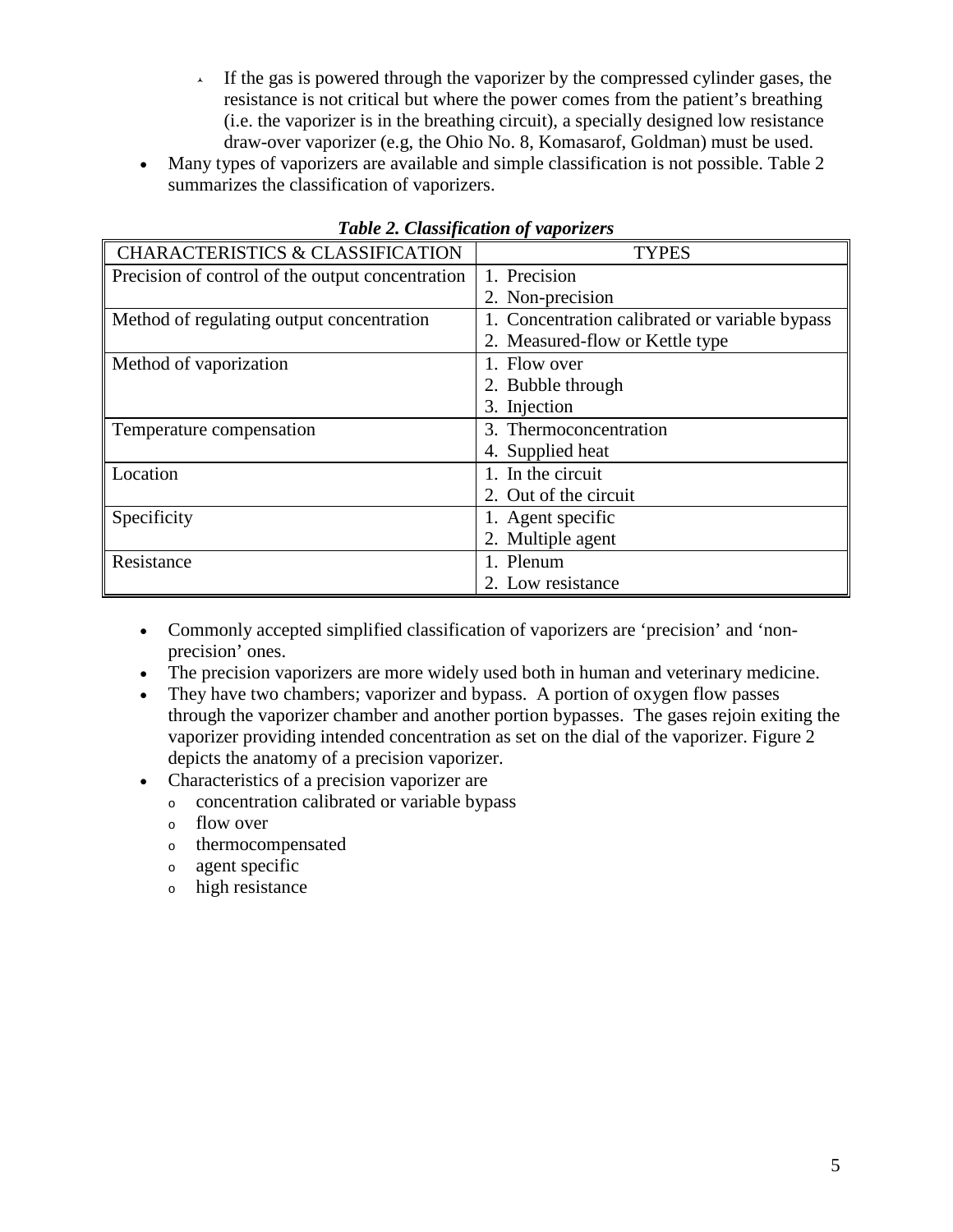- If the gas is powered through the vaporizer by the compressed cylinder gases, the resistance is not critical but where the power comes from the patient's breathing (i.e. the vaporizer is in the breathing circuit), a specially designed low resistance draw-over vaporizer (e.g, the Ohio No. 8, Komasarof, Goldman) must be used.

- Many types of vaporizers are available and simple classification is not possible. Table 2 summarizes the classification of vaporizers.

***Table 2. Classification of vaporizers***

| CHARACTERISTICS & CLASSIFICATION | TYPES |
|---|---|
| Precision of control of the output concentration | 1. Precision<br>2. Non-precision |
| Method of regulating output concentration | 1. Concentration calibrated or variable bypass<br>2. Measured-flow or Kettle type |
| Method of vaporization | 1. Flow over<br>2. Bubble through<br>3. Injection |
| Temperature compensation | 3. Thermoconcentration<br>4. Supplied heat |
| Location | 1. In the circuit<br>2. Out of the circuit |
| Specificity | 1. Agent specific<br>2. Multiple agent |
| Resistance | 1. Plenum<br>2. Low resistance |

- Commonly accepted simplified classification of vaporizers are 'precision' and 'non-precision' ones.
- The precision vaporizers are more widely used both in human and veterinary medicine.
- They have two chambers; vaporizer and bypass. A portion of oxygen flow passes through the vaporizer chamber and another portion bypasses. The gases rejoin exiting the vaporizer providing intended concentration as set on the dial of the vaporizer. Figure 2 depicts the anatomy of a precision vaporizer.
- Characteristics of a precision vaporizer are
  - concentration calibrated or variable bypass
  - flow over
  - thermocompensated
  - agent specific
  - high resistance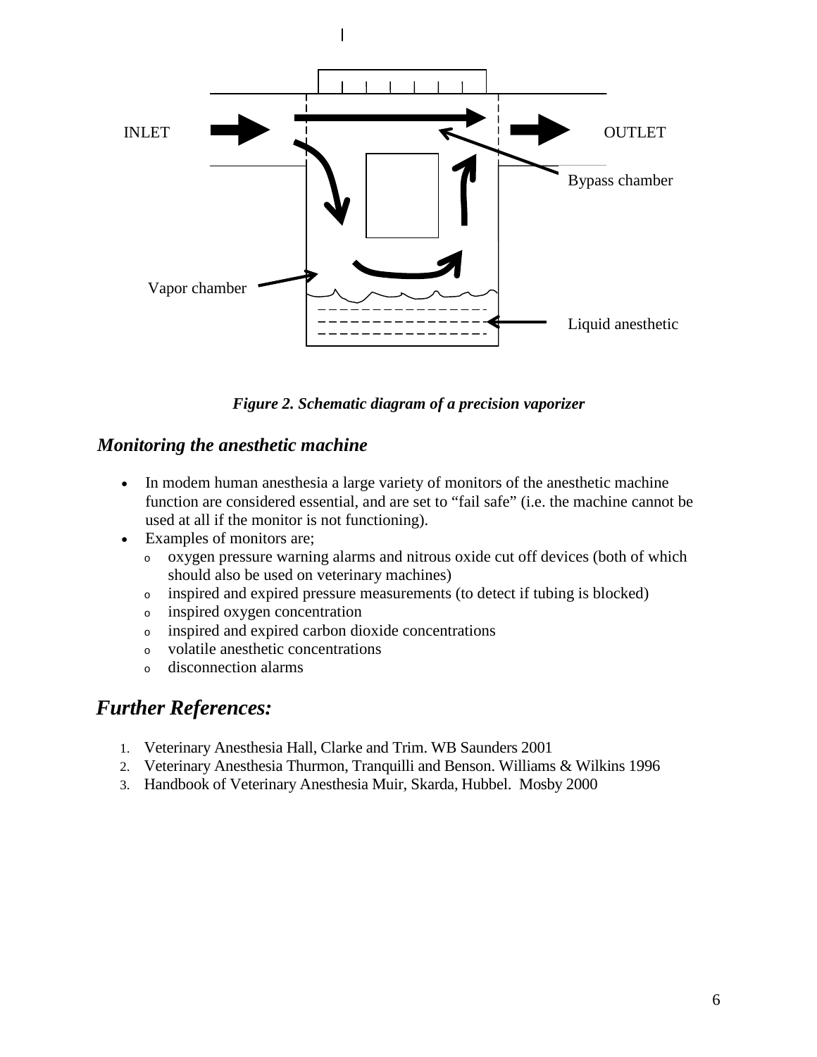INLET

OUTLET

Bypass chamber

Vapor chamber

Liquid anesthetic

***Figure 2. Schematic diagram of a precision vaporizer***

### *Monitoring the anesthetic machine*

- In modem human anesthesia a large variety of monitors of the anesthetic machine function are considered essential, and are set to "fail safe" (i.e. the machine cannot be used at all if the monitor is not functioning).
- Examples of monitors are;
  - oxygen pressure warning alarms and nitrous oxide cut off devices (both of which should also be used on veterinary machines)
  - inspired and expired pressure measurements (to detect if tubing is blocked)
  - inspired oxygen concentration
  - inspired and expired carbon dioxide concentrations
  - volatile anesthetic concentrations
  - disconnection alarms

## *Further References:*

1. Veterinary Anesthesia Hall, Clarke and Trim. WB Saunders 2001
2. Veterinary Anesthesia Thurmon, Tranquilli and Benson. Williams & Wilkins 1996
3. Handbook of Veterinary Anesthesia Muir, Skarda, Hubbel. Mosby 2000